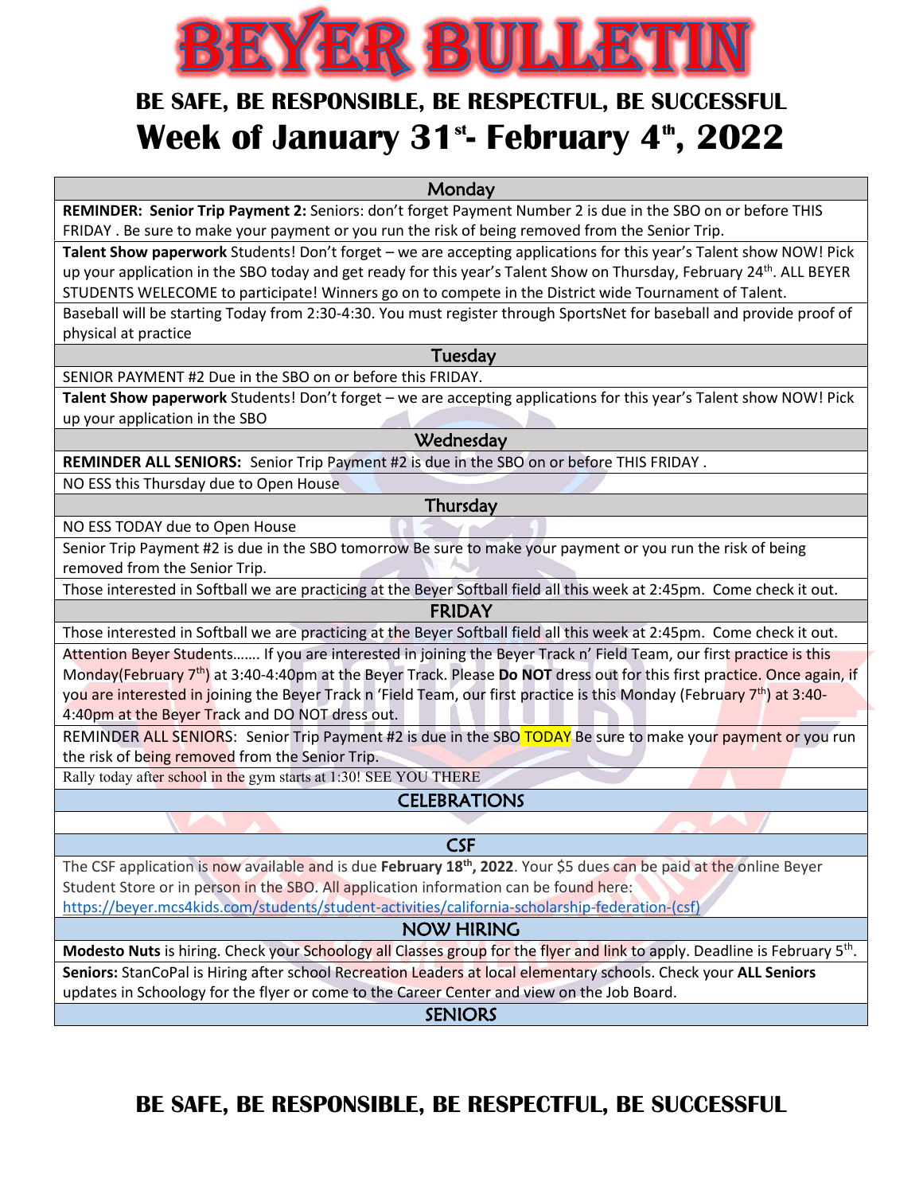# BEYER BULLETIN

## BE SAFE, BE RESPONSIBLE, BE RESPECTFUL, BE SUCCESSFUL

# Week of January 31st- February 4th, 2022

### Monday

**REMINDER: Senior Trip Payment 2:** Seniors: don't forget Payment Number 2 is due in the SBO on or before THIS FRIDAY . Be sure to make your payment or you run the risk of being removed from the Senior Trip.

**Talent Show paperwork** Students! Don't forget – we are accepting applications for this year's Talent show NOW! Pick up your application in the SBO today and get ready for this year's Talent Show on Thursday, February 24th. ALL BEYER STUDENTS WELECOME to participate! Winners go on to compete in the District wide Tournament of Talent.

Baseball will be starting Today from 2:30-4:30. You must register through SportsNet for baseball and provide proof of physical at practice

### Tuesday

SENIOR PAYMENT #2 Due in the SBO on or before this FRIDAY.

**Talent Show paperwork** Students! Don't forget – we are accepting applications for this year's Talent show NOW! Pick up your application in the SBO

### Wednesday

**REMINDER ALL SENIORS:** Senior Trip Payment #2 is due in the SBO on or before THIS FRIDAY .

NO ESS this Thursday due to Open House

### Thursday

NO ESS TODAY due to Open House

Senior Trip Payment #2 is due in the SBO tomorrow Be sure to make your payment or you run the risk of being removed from the Senior Trip.

Those interested in Softball we are practicing at the Beyer Softball field all this week at 2:45pm. Come check it out.

### FRIDAY

Those interested in Softball we are practicing at the Beyer Softball field all this week at 2:45pm. Come check it out.

Attention Beyer Students……. If you are interested in joining the Beyer Track n' Field Team, our first practice is this Monday(February 7th) at 3:40-4:40pm at the Beyer Track. Please **Do NOT** dress out for this first practice. Once again, if you are interested in joining the Beyer Track n 'Field Team, our first practice is this Monday (February 7th) at 3:40-4:40pm at the Beyer Track and DO NOT dress out.

REMINDER ALL SENIORS: Senior Trip Payment #2 is due in the SBO TODAY Be sure to make your payment or you run the risk of being removed from the Senior Trip.

Rally today after school in the gym starts at 1:30! SEE YOU THERE

### CELEBRATIONS

### CSF

The CSF application is now available and is due **February 18th, 2022**. Your $5 dues can be paid at the online Beyer Student Store or in person in the SBO. All application information can be found here: https://beyer.mcs4kids.com/students/student-activities/california-scholarship-federation-(csf)

### NOW HIRING

**Modesto Nuts** is hiring. Check your Schoology all Classes group for the flyer and link to apply. Deadline is February 5th.

**Seniors:** StanCoPal is Hiring after school Recreation Leaders at local elementary schools. Check your **ALL Seniors** updates in Schoology for the flyer or come to the Career Center and view on the Job Board.

### SENIORS

## BE SAFE, BE RESPONSIBLE, BE RESPECTFUL, BE SUCCESSFUL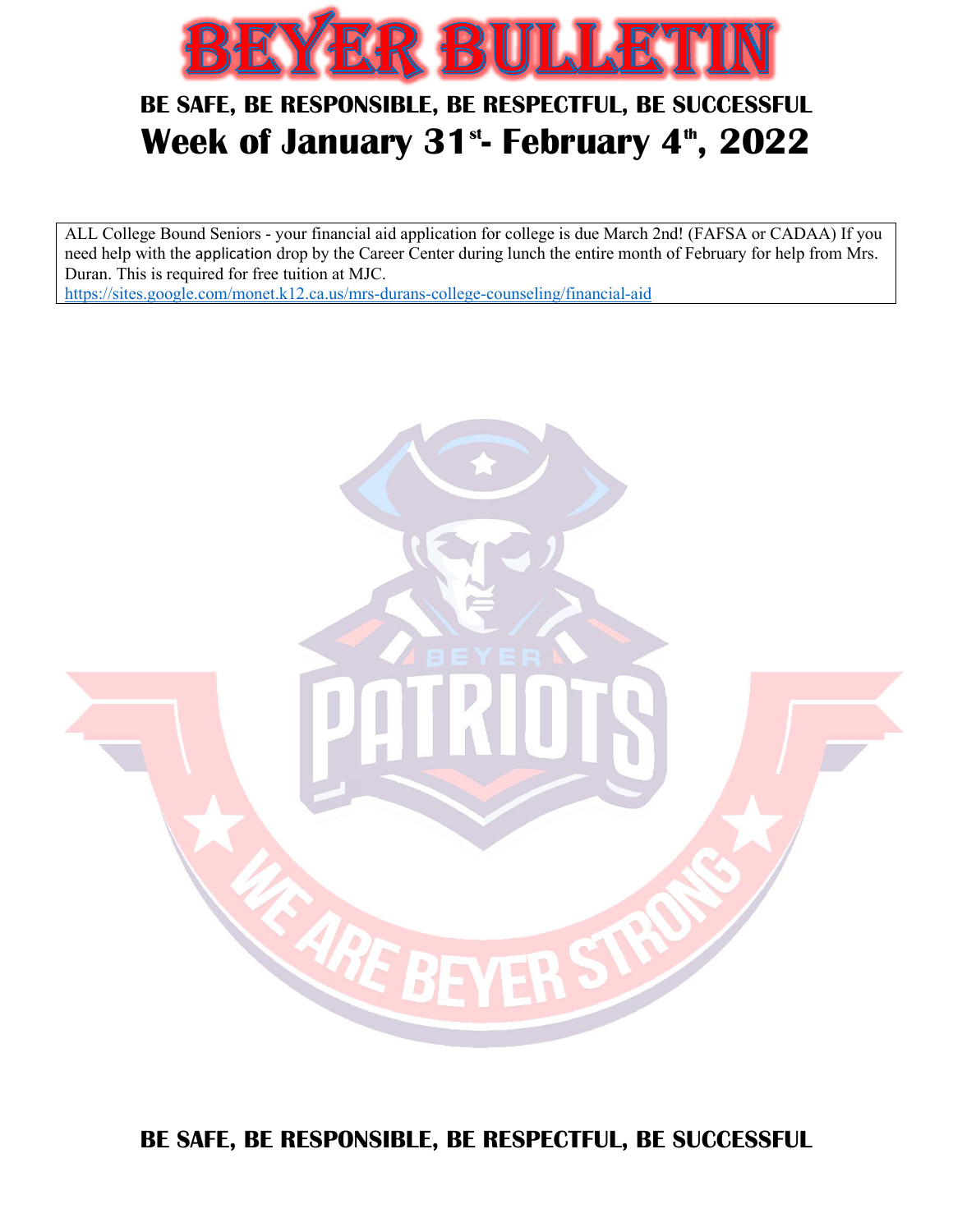# BEYER BULLETIN

## BE SAFE, BE RESPONSIBLE, BE RESPECTFUL, BE SUCCESSFUL

## Week of January 31st- February 4th, 2022

ALL College Bound Seniors - your financial aid application for college is due March 2nd! (FAFSA or CADAA) If you need help with the application drop by the Career Center during lunch the entire month of February for help from Mrs. Duran. This is required for free tuition at MJC.
https://sites.google.com/monet.k12.ca.us/mrs-durans-college-counseling/financial-aid

BEYER PATRIOTS

WE ARE BEYER STRONG

**BE SAFE, BE RESPONSIBLE, BE RESPECTFUL, BE SUCCESSFUL**